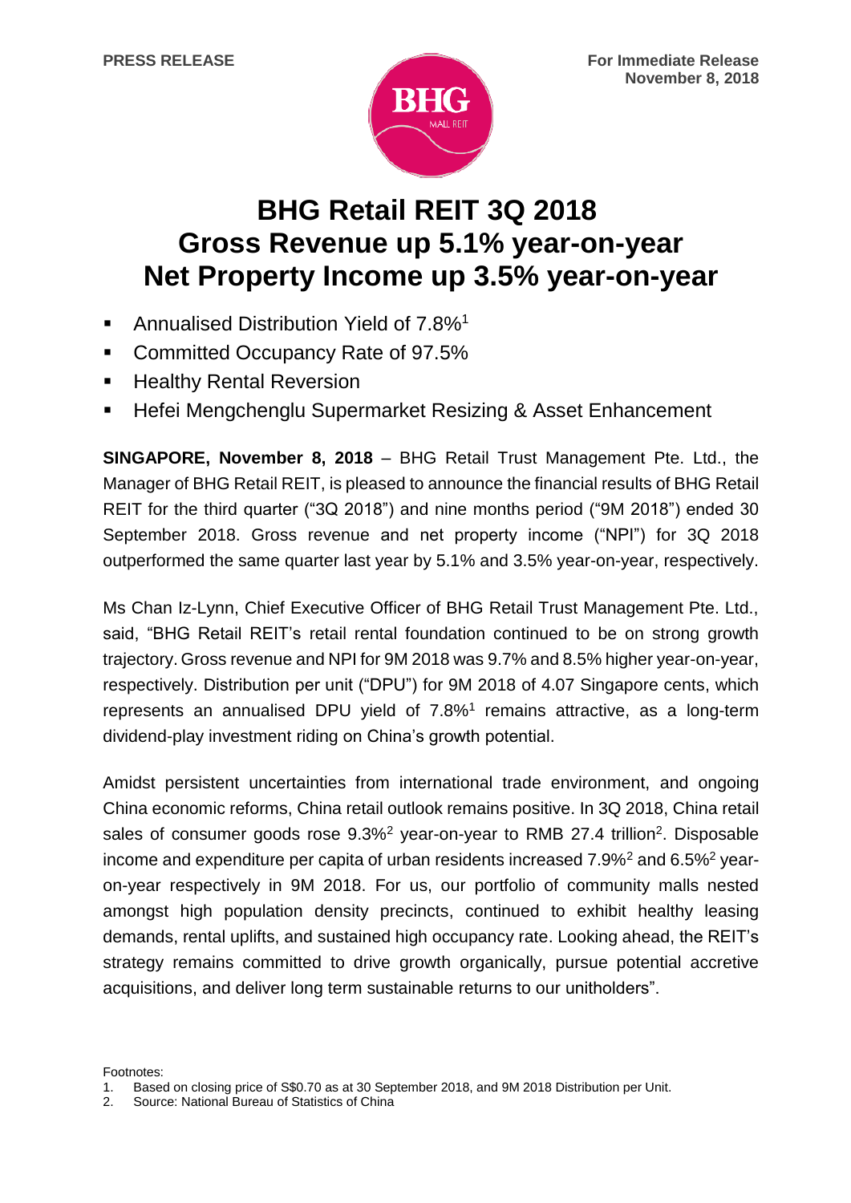**PRESS RELEASE**

**For Immediate Release**
**November 8, 2018**

# BHG Retail REIT 3Q 2018
# Gross Revenue up 5.1% year-on-year
# Net Property Income up 3.5% year-on-year

- Annualised Distribution Yield of 7.8%[1]
- Committed Occupancy Rate of 97.5%
- Healthy Rental Reversion
- Hefei Mengchenglu Supermarket Resizing & Asset Enhancement

**SINGAPORE, November 8, 2018** – BHG Retail Trust Management Pte. Ltd., the Manager of BHG Retail REIT, is pleased to announce the financial results of BHG Retail REIT for the third quarter ("3Q 2018") and nine months period ("9M 2018") ended 30 September 2018. Gross revenue and net property income ("NPI") for 3Q 2018 outperformed the same quarter last year by 5.1% and 3.5% year-on-year, respectively.

Ms Chan Iz-Lynn, Chief Executive Officer of BHG Retail Trust Management Pte. Ltd., said, "BHG Retail REIT's retail rental foundation continued to be on strong growth trajectory. Gross revenue and NPI for 9M 2018 was 9.7% and 8.5% higher year-on-year, respectively. Distribution per unit ("DPU") for 9M 2018 of 4.07 Singapore cents, which represents an annualised DPU yield of 7.8%[1] remains attractive, as a long-term dividend-play investment riding on China's growth potential.

Amidst persistent uncertainties from international trade environment, and ongoing China economic reforms, China retail outlook remains positive. In 3Q 2018, China retail sales of consumer goods rose 9.3%[2] year-on-year to RMB 27.4 trillion[2]. Disposable income and expenditure per capita of urban residents increased 7.9%[2] and 6.5%[2] year-on-year respectively in 9M 2018. For us, our portfolio of community malls nested amongst high population density precincts, continued to exhibit healthy leasing demands, rental uplifts, and sustained high occupancy rate. Looking ahead, the REIT's strategy remains committed to drive growth organically, pursue potential accretive acquisitions, and deliver long term sustainable returns to our unitholders".

Footnotes:
1. Based on closing price of S$0.70 as at 30 September 2018, and 9M 2018 Distribution per Unit.
2. Source: National Bureau of Statistics of China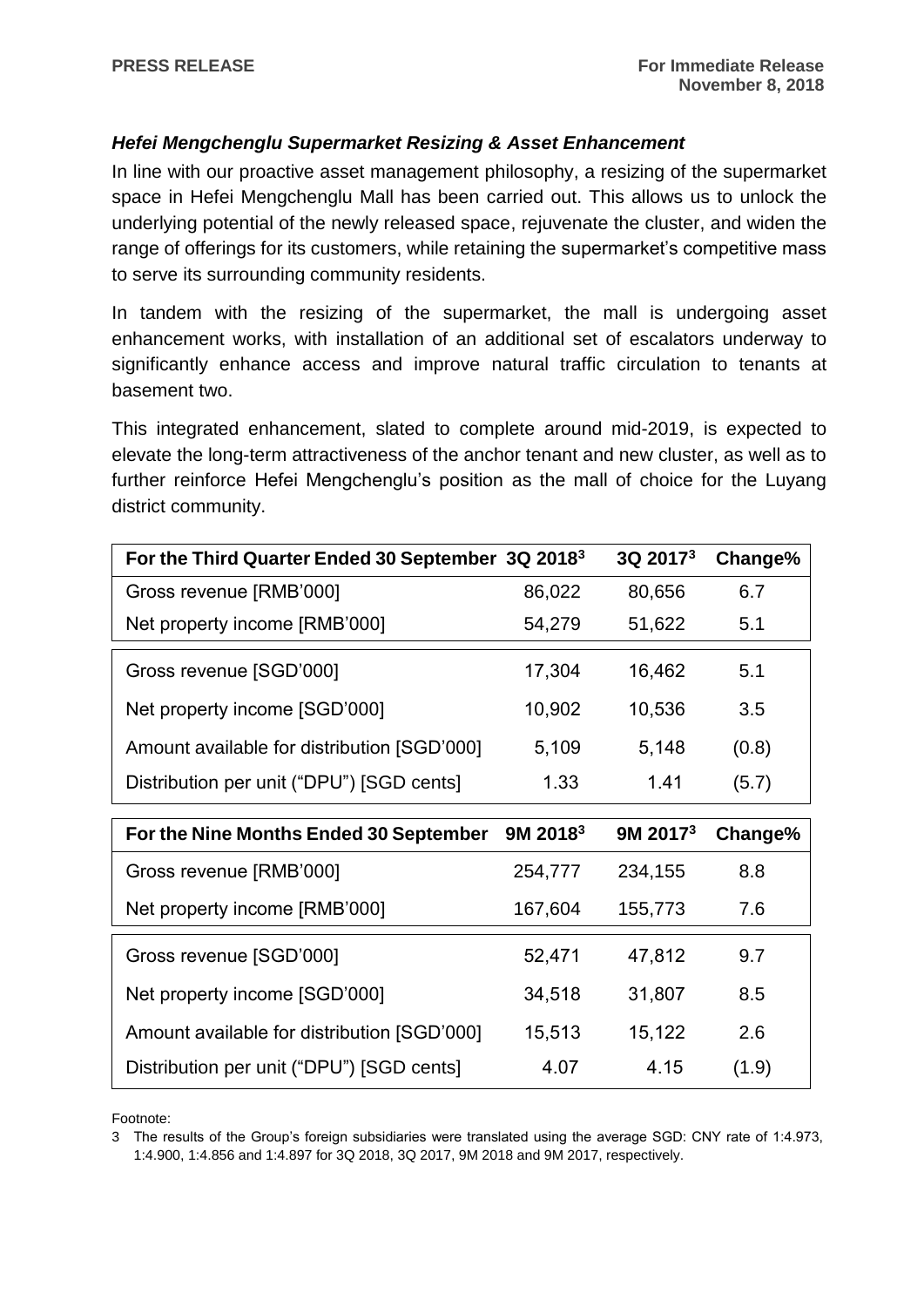### *Hefei Mengchenglu Supermarket Resizing & Asset Enhancement*

In line with our proactive asset management philosophy, a resizing of the supermarket space in Hefei Mengchenglu Mall has been carried out. This allows us to unlock the underlying potential of the newly released space, rejuvenate the cluster, and widen the range of offerings for its customers, while retaining the supermarket's competitive mass to serve its surrounding community residents.

In tandem with the resizing of the supermarket, the mall is undergoing asset enhancement works, with installation of an additional set of escalators underway to significantly enhance access and improve natural traffic circulation to tenants at basement two.

This integrated enhancement, slated to complete around mid-2019, is expected to elevate the long-term attractiveness of the anchor tenant and new cluster, as well as to further reinforce Hefei Mengchenglu's position as the mall of choice for the Luyang district community.

| For the Third Quarter Ended 30 September | 3Q 2018[3] | 3Q 2017[3] | Change% |
|---|---|---|---|
| Gross revenue [RMB'000] | 86,022 | 80,656 | 6.7 |
| Net property income [RMB'000] | 54,279 | 51,622 | 5.1 |
| Gross revenue [SGD'000] | 17,304 | 16,462 | 5.1 |
| Net property income [SGD'000] | 10,902 | 10,536 | 3.5 |
| Amount available for distribution [SGD'000] | 5,109 | 5,148 | (0.8) |
| Distribution per unit ("DPU") [SGD cents] | 1.33 | 1.41 | (5.7) |

| For the Nine Months Ended 30 September | 9M 2018[3] | 9M 2017[3] | Change% |
|---|---|---|---|
| Gross revenue [RMB'000] | 254,777 | 234,155 | 8.8 |
| Net property income [RMB'000] | 167,604 | 155,773 | 7.6 |
| Gross revenue [SGD'000] | 52,471 | 47,812 | 9.7 |
| Net property income [SGD'000] | 34,518 | 31,807 | 8.5 |
| Amount available for distribution [SGD'000] | 15,513 | 15,122 | 2.6 |
| Distribution per unit ("DPU") [SGD cents] | 4.07 | 4.15 | (1.9) |

Footnote:

3 The results of the Group's foreign subsidiaries were translated using the average SGD: CNY rate of 1:4.973, 1:4.900, 1:4.856 and 1:4.897 for 3Q 2018, 3Q 2017, 9M 2018 and 9M 2017, respectively.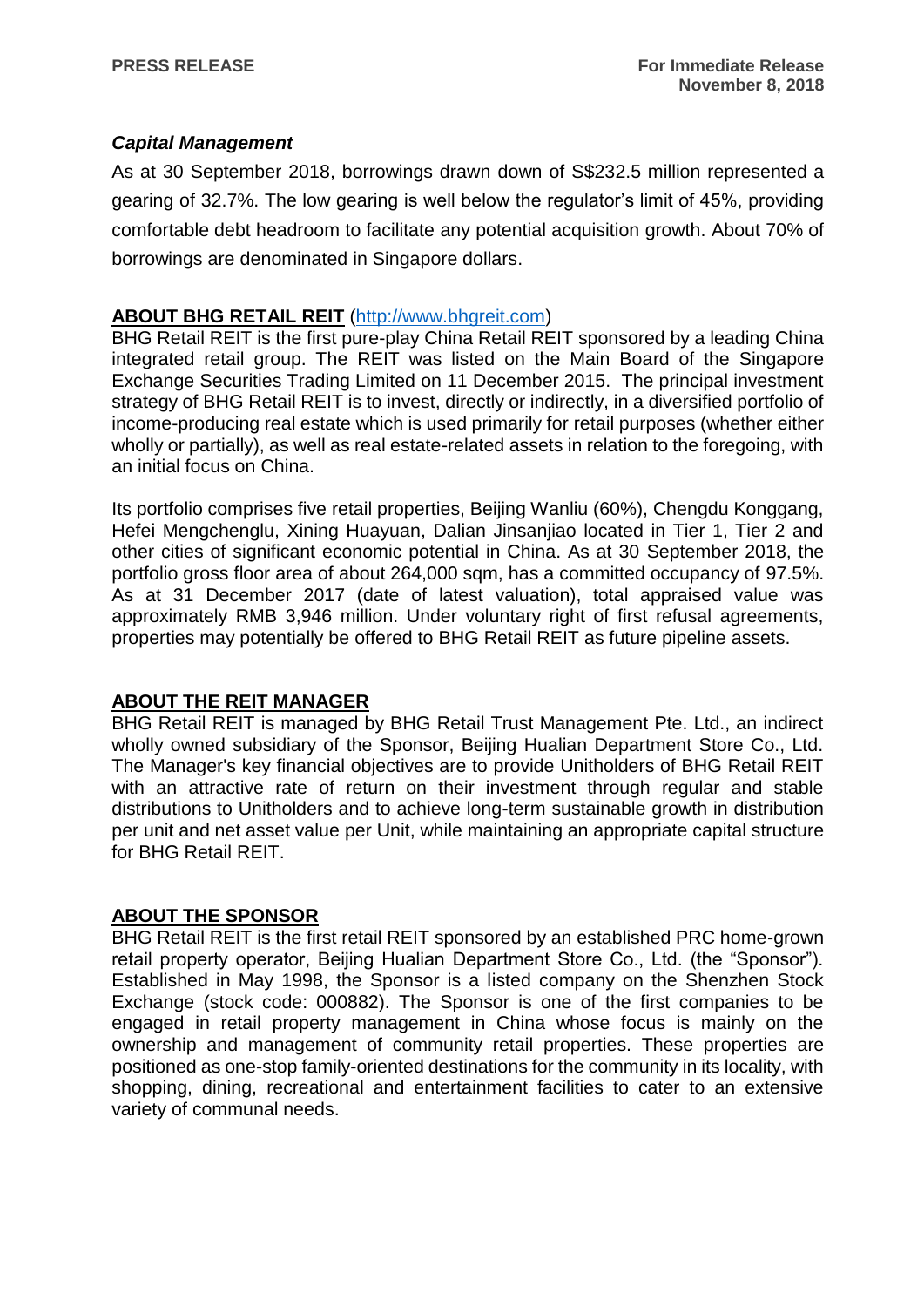PRESS RELEASE

For Immediate Release
November 8, 2018

***Capital Management***

As at 30 September 2018, borrowings drawn down of S$232.5 million represented a gearing of 32.7%. The low gearing is well below the regulator's limit of 45%, providing comfortable debt headroom to facilitate any potential acquisition growth. About 70% of borrowings are denominated in Singapore dollars.

## ABOUT BHG RETAIL REIT (http://www.bhgreit.com)

BHG Retail REIT is the first pure-play China Retail REIT sponsored by a leading China integrated retail group. The REIT was listed on the Main Board of the Singapore Exchange Securities Trading Limited on 11 December 2015. The principal investment strategy of BHG Retail REIT is to invest, directly or indirectly, in a diversified portfolio of income-producing real estate which is used primarily for retail purposes (whether either wholly or partially), as well as real estate-related assets in relation to the foregoing, with an initial focus on China.

Its portfolio comprises five retail properties, Beijing Wanliu (60%), Chengdu Konggang, Hefei Mengchenglu, Xining Huayuan, Dalian Jinsanjiao located in Tier 1, Tier 2 and other cities of significant economic potential in China. As at 30 September 2018, the portfolio gross floor area of about 264,000 sqm, has a committed occupancy of 97.5%. As at 31 December 2017 (date of latest valuation), total appraised value was approximately RMB 3,946 million. Under voluntary right of first refusal agreements, properties may potentially be offered to BHG Retail REIT as future pipeline assets.

## ABOUT THE REIT MANAGER

BHG Retail REIT is managed by BHG Retail Trust Management Pte. Ltd., an indirect wholly owned subsidiary of the Sponsor, Beijing Hualian Department Store Co., Ltd. The Manager's key financial objectives are to provide Unitholders of BHG Retail REIT with an attractive rate of return on their investment through regular and stable distributions to Unitholders and to achieve long-term sustainable growth in distribution per unit and net asset value per Unit, while maintaining an appropriate capital structure for BHG Retail REIT.

## ABOUT THE SPONSOR

BHG Retail REIT is the first retail REIT sponsored by an established PRC home-grown retail property operator, Beijing Hualian Department Store Co., Ltd. (the "Sponsor"). Established in May 1998, the Sponsor is a listed company on the Shenzhen Stock Exchange (stock code: 000882). The Sponsor is one of the first companies to be engaged in retail property management in China whose focus is mainly on the ownership and management of community retail properties. These properties are positioned as one-stop family-oriented destinations for the community in its locality, with shopping, dining, recreational and entertainment facilities to cater to an extensive variety of communal needs.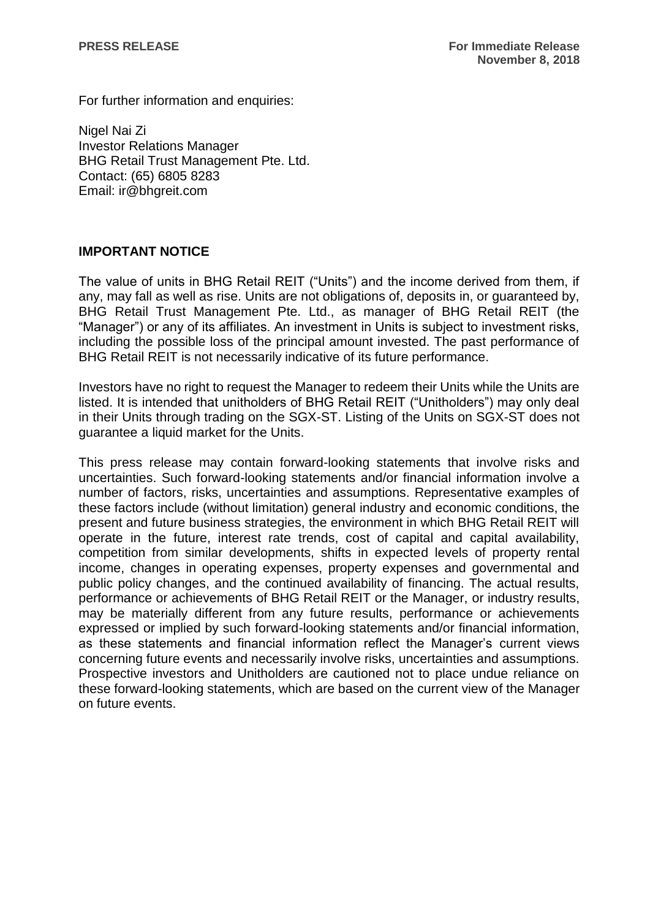**PRESS RELEASE** **For Immediate Release**
**November 8, 2018**

For further information and enquiries:

Nigel Nai Zi
Investor Relations Manager
BHG Retail Trust Management Pte. Ltd.
Contact: (65) 6805 8283
Email: ir@bhgreit.com

**IMPORTANT NOTICE**

The value of units in BHG Retail REIT ("Units") and the income derived from them, if any, may fall as well as rise. Units are not obligations of, deposits in, or guaranteed by, BHG Retail Trust Management Pte. Ltd., as manager of BHG Retail REIT (the "Manager") or any of its affiliates. An investment in Units is subject to investment risks, including the possible loss of the principal amount invested. The past performance of BHG Retail REIT is not necessarily indicative of its future performance.

Investors have no right to request the Manager to redeem their Units while the Units are listed. It is intended that unitholders of BHG Retail REIT ("Unitholders") may only deal in their Units through trading on the SGX-ST. Listing of the Units on SGX-ST does not guarantee a liquid market for the Units.

This press release may contain forward-looking statements that involve risks and uncertainties. Such forward-looking statements and/or financial information involve a number of factors, risks, uncertainties and assumptions. Representative examples of these factors include (without limitation) general industry and economic conditions, the present and future business strategies, the environment in which BHG Retail REIT will operate in the future, interest rate trends, cost of capital and capital availability, competition from similar developments, shifts in expected levels of property rental income, changes in operating expenses, property expenses and governmental and public policy changes, and the continued availability of financing. The actual results, performance or achievements of BHG Retail REIT or the Manager, or industry results, may be materially different from any future results, performance or achievements expressed or implied by such forward-looking statements and/or financial information, as these statements and financial information reflect the Manager's current views concerning future events and necessarily involve risks, uncertainties and assumptions. Prospective investors and Unitholders are cautioned not to place undue reliance on these forward-looking statements, which are based on the current view of the Manager on future events.